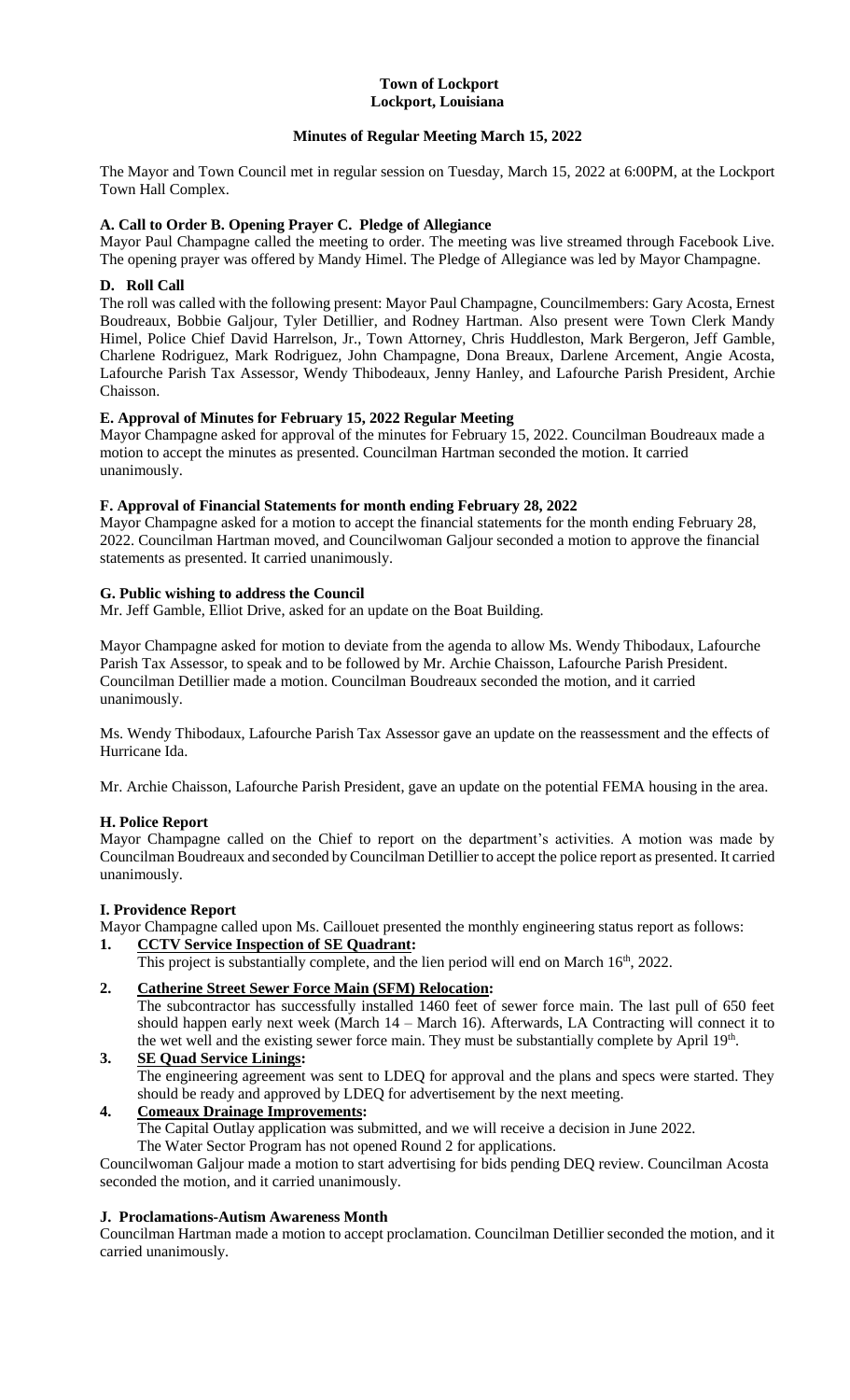**Town of Lockport**
**Lockport, Louisiana**

**Minutes of Regular Meeting March 15, 2022**

The Mayor and Town Council met in regular session on Tuesday, March 15, 2022 at 6:00PM, at the Lockport Town Hall Complex.

**A. Call to Order B. Opening Prayer C. Pledge of Allegiance**

Mayor Paul Champagne called the meeting to order. The meeting was live streamed through Facebook Live. The opening prayer was offered by Mandy Himel. The Pledge of Allegiance was led by Mayor Champagne.

**D. Roll Call**

The roll was called with the following present: Mayor Paul Champagne, Councilmembers: Gary Acosta, Ernest Boudreaux, Bobbie Galjour, Tyler Detillier, and Rodney Hartman. Also present were Town Clerk Mandy Himel, Police Chief David Harrelson, Jr., Town Attorney, Chris Huddleston, Mark Bergeron, Jeff Gamble, Charlene Rodriguez, Mark Rodriguez, John Champagne, Dona Breaux, Darlene Arcement, Angie Acosta, Lafourche Parish Tax Assessor, Wendy Thibodeaux, Jenny Hanley, and Lafourche Parish President, Archie Chaisson.

**E. Approval of Minutes for February 15, 2022 Regular Meeting**

Mayor Champagne asked for approval of the minutes for February 15, 2022. Councilman Boudreaux made a motion to accept the minutes as presented. Councilman Hartman seconded the motion. It carried unanimously.

**F. Approval of Financial Statements for month ending February 28, 2022**

Mayor Champagne asked for a motion to accept the financial statements for the month ending February 28, 2022. Councilman Hartman moved, and Councilwoman Galjour seconded a motion to approve the financial statements as presented. It carried unanimously.

**G. Public wishing to address the Council**

Mr. Jeff Gamble, Elliot Drive, asked for an update on the Boat Building.

Mayor Champagne asked for motion to deviate from the agenda to allow Ms. Wendy Thibodaux, Lafourche Parish Tax Assessor, to speak and to be followed by Mr. Archie Chaisson, Lafourche Parish President. Councilman Detillier made a motion. Councilman Boudreaux seconded the motion, and it carried unanimously.

Ms. Wendy Thibodaux, Lafourche Parish Tax Assessor gave an update on the reassessment and the effects of Hurricane Ida.

Mr. Archie Chaisson, Lafourche Parish President, gave an update on the potential FEMA housing in the area.

**H. Police Report**

Mayor Champagne called on the Chief to report on the department's activities. A motion was made by Councilman Boudreaux and seconded by Councilman Detillier to accept the police report as presented. It carried unanimously.

**I. Providence Report**

Mayor Champagne called upon Ms. Caillouet presented the monthly engineering status report as follows:

1. **CCTV Service Inspection of SE Quadrant:**
   This project is substantially complete, and the lien period will end on March 16th, 2022.
2. **Catherine Street Sewer Force Main (SFM) Relocation:**
   The subcontractor has successfully installed 1460 feet of sewer force main. The last pull of 650 feet should happen early next week (March 14 – March 16). Afterwards, LA Contracting will connect it to the wet well and the existing sewer force main. They must be substantially complete by April 19th.
3. **SE Quad Service Linings:**
   The engineering agreement was sent to LDEQ for approval and the plans and specs were started. They should be ready and approved by LDEQ for advertisement by the next meeting.
4. **Comeaux Drainage Improvements:**
   The Capital Outlay application was submitted, and we will receive a decision in June 2022.
   The Water Sector Program has not opened Round 2 for applications.

Councilwoman Galjour made a motion to start advertising for bids pending DEQ review. Councilman Acosta seconded the motion, and it carried unanimously.

**J. Proclamations-Autism Awareness Month**

Councilman Hartman made a motion to accept proclamation. Councilman Detillier seconded the motion, and it carried unanimously.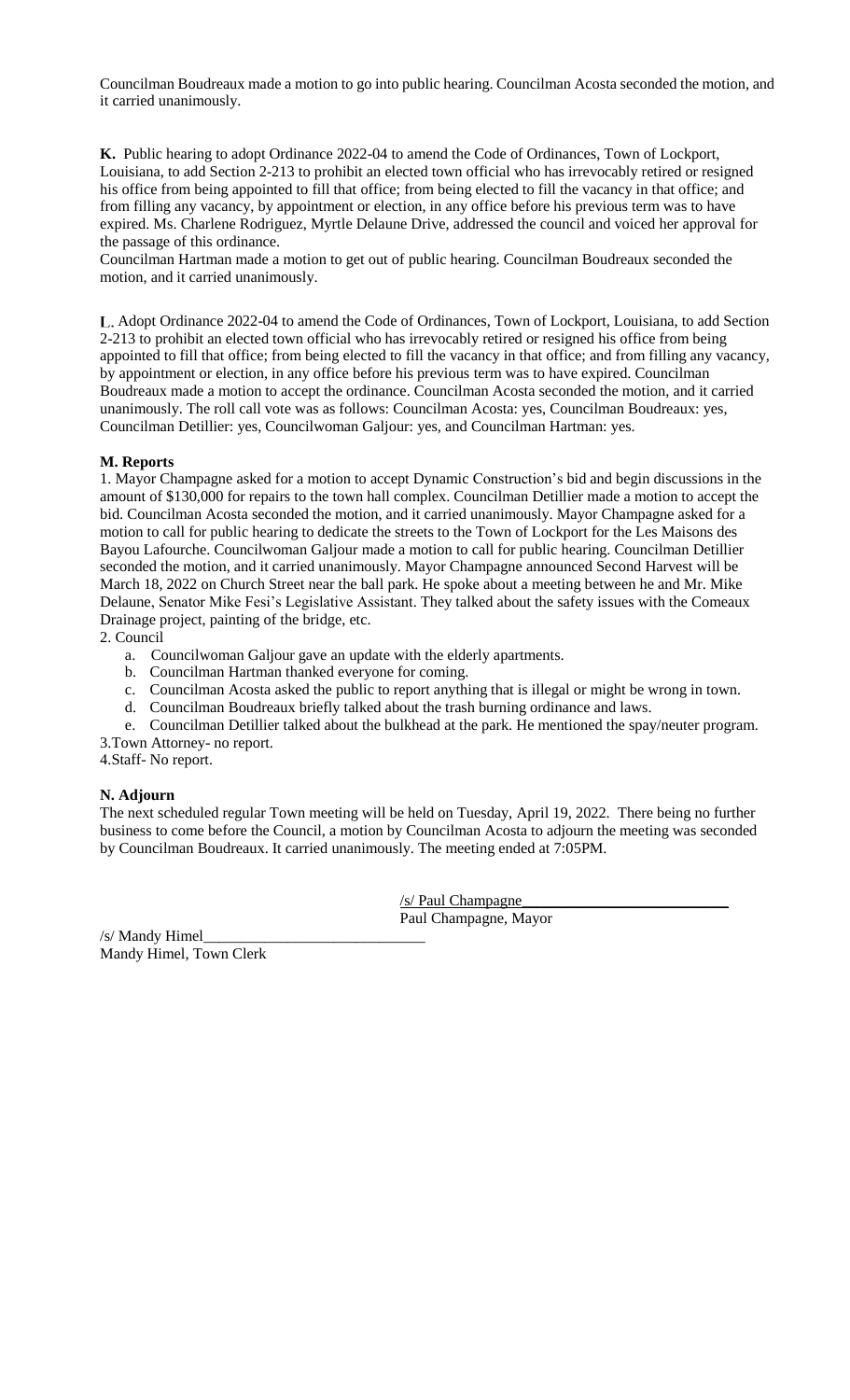Councilman Boudreaux made a motion to go into public hearing. Councilman Acosta seconded the motion, and it carried unanimously.

**K.** Public hearing to adopt Ordinance 2022-04 to amend the Code of Ordinances, Town of Lockport, Louisiana, to add Section 2-213 to prohibit an elected town official who has irrevocably retired or resigned his office from being appointed to fill that office; from being elected to fill the vacancy in that office; and from filling any vacancy, by appointment or election, in any office before his previous term was to have expired. Ms. Charlene Rodriguez, Myrtle Delaune Drive, addressed the council and voiced her approval for the passage of this ordinance.

Councilman Hartman made a motion to get out of public hearing. Councilman Boudreaux seconded the motion, and it carried unanimously.

**L.** Adopt Ordinance 2022-04 to amend the Code of Ordinances, Town of Lockport, Louisiana, to add Section 2-213 to prohibit an elected town official who has irrevocably retired or resigned his office from being appointed to fill that office; from being elected to fill the vacancy in that office; and from filling any vacancy, by appointment or election, in any office before his previous term was to have expired. Councilman Boudreaux made a motion to accept the ordinance. Councilman Acosta seconded the motion, and it carried unanimously. The roll call vote was as follows: Councilman Acosta: yes, Councilman Boudreaux: yes, Councilman Detillier: yes, Councilwoman Galjour: yes, and Councilman Hartman: yes.

**M. Reports**

1. Mayor Champagne asked for a motion to accept Dynamic Construction's bid and begin discussions in the amount of $130,000 for repairs to the town hall complex. Councilman Detillier made a motion to accept the bid. Councilman Acosta seconded the motion, and it carried unanimously. Mayor Champagne asked for a motion to call for public hearing to dedicate the streets to the Town of Lockport for the Les Maisons des Bayou Lafourche. Councilwoman Galjour made a motion to call for public hearing. Councilman Detillier seconded the motion, and it carried unanimously. Mayor Champagne announced Second Harvest will be March 18, 2022 on Church Street near the ball park. He spoke about a meeting between he and Mr. Mike Delaune, Senator Mike Fesi's Legislative Assistant. They talked about the safety issues with the Comeaux Drainage project, painting of the bridge, etc.

2. Council
    a. Councilwoman Galjour gave an update with the elderly apartments.
    b. Councilman Hartman thanked everyone for coming.
    c. Councilman Acosta asked the public to report anything that is illegal or might be wrong in town.
    d. Councilman Boudreaux briefly talked about the trash burning ordinance and laws.
    e. Councilman Detillier talked about the bulkhead at the park. He mentioned the spay/neuter program.

3. Town Attorney- no report.

4. Staff- No report.

**N. Adjourn**

The next scheduled regular Town meeting will be held on Tuesday, April 19, 2022. There being no further business to come before the Council, a motion by Councilman Acosta to adjourn the meeting was seconded by Councilman Boudreaux. It carried unanimously. The meeting ended at 7:05PM.

/s/ Paul Champagne
Paul Champagne, Mayor

/s/ Mandy Himel
Mandy Himel, Town Clerk